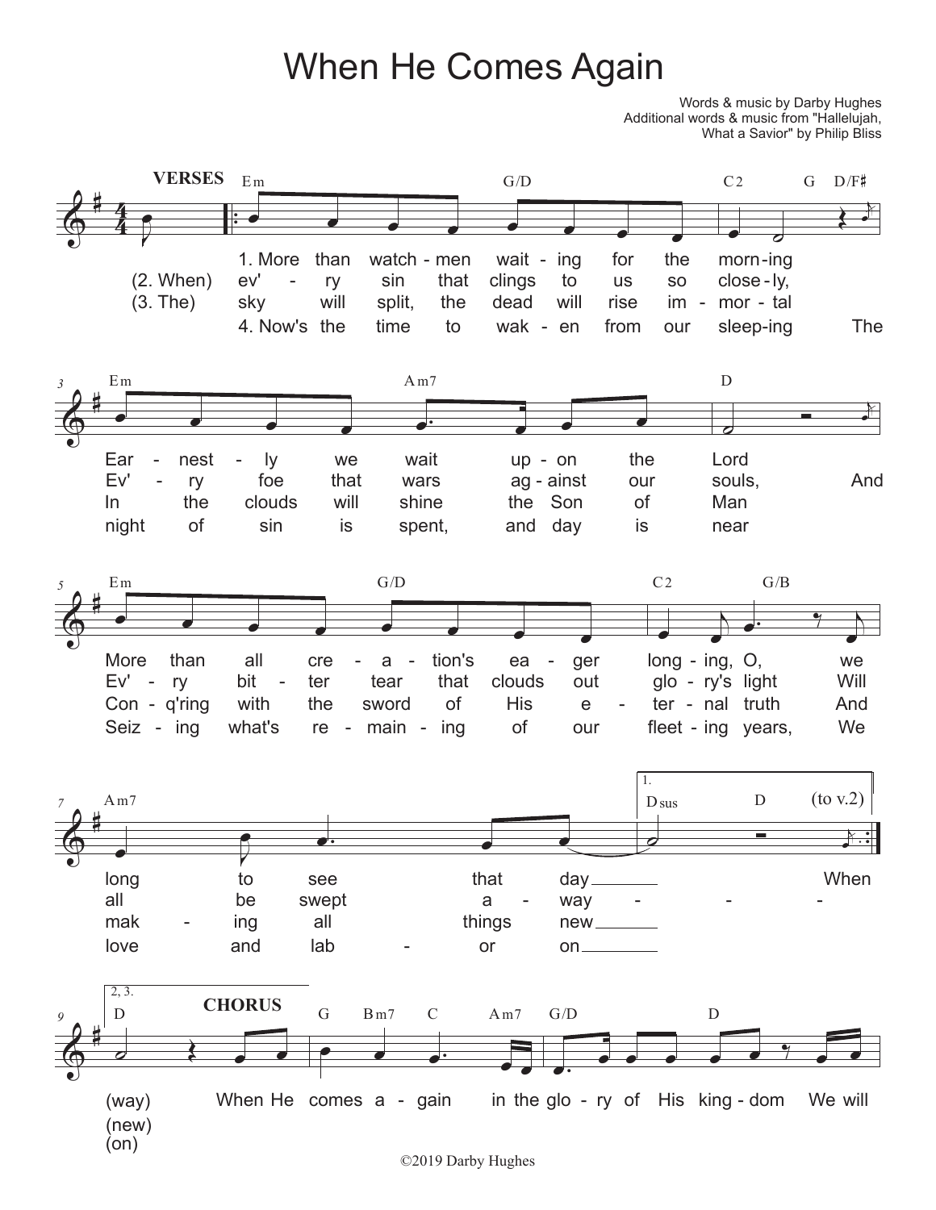# When He Comes Again

Words & music by Darby Hughes
Additional words & music from "Hallelujah, What a Savior" by Philip Bliss

**VERSES**

Em | G/D | C2 G D/F♯

1. More than watch-men wait-ing for the morn-ing
(2. When) ev'-ry sin that clings to us so close-ly,
(3. The) sky will split, the dead will rise im-mor-tal
4. Now's the time to wak-en from our sleep-ing The

Em | Am7 | D

Ear-nest-ly we wait up-on the Lord
Ev'-ry foe that wars ag-ainst our souls, And
In the clouds will shine the Son of Man
night of sin is spent, and day is near

Em | G/D | C2 G/B

More than all cre-a-tion's ea-ger long-ing, O, we
Ev'-ry bit-ter tear that clouds out glo-ry's light Will
Con-q'ring with the sword of His e-ter-nal truth And
Seiz-ing what's re-main-ing of our fleet-ing years, We

Am7 | 1. Dsus D (to v.2)

long to see that day When
all be swept a-way
mak-ing all things new
love and lab-or on

2, 3. D

**CHORUS**

G Bm7 C Am7 | G/D | D

(way) When He comes a-gain in the glo-ry of His king-dom We will
(new)
(on)

©2019 Darby Hughes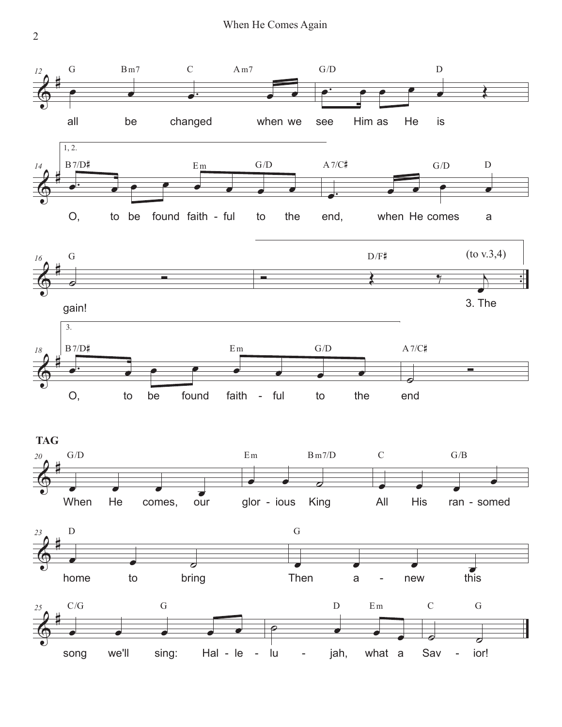all be changed when we see Him as He is

1, 2.

O, to be found faith - ful to the end, when He comes a

gain!

(to v.3,4)

3. The

3.

O, to be found faith - ful to the end

**TAG**

When He comes, our glor - ious King All His ran - somed

home to bring Then a - new this

song we'll sing: Hal - le - lu - jah, what a Sav - ior!